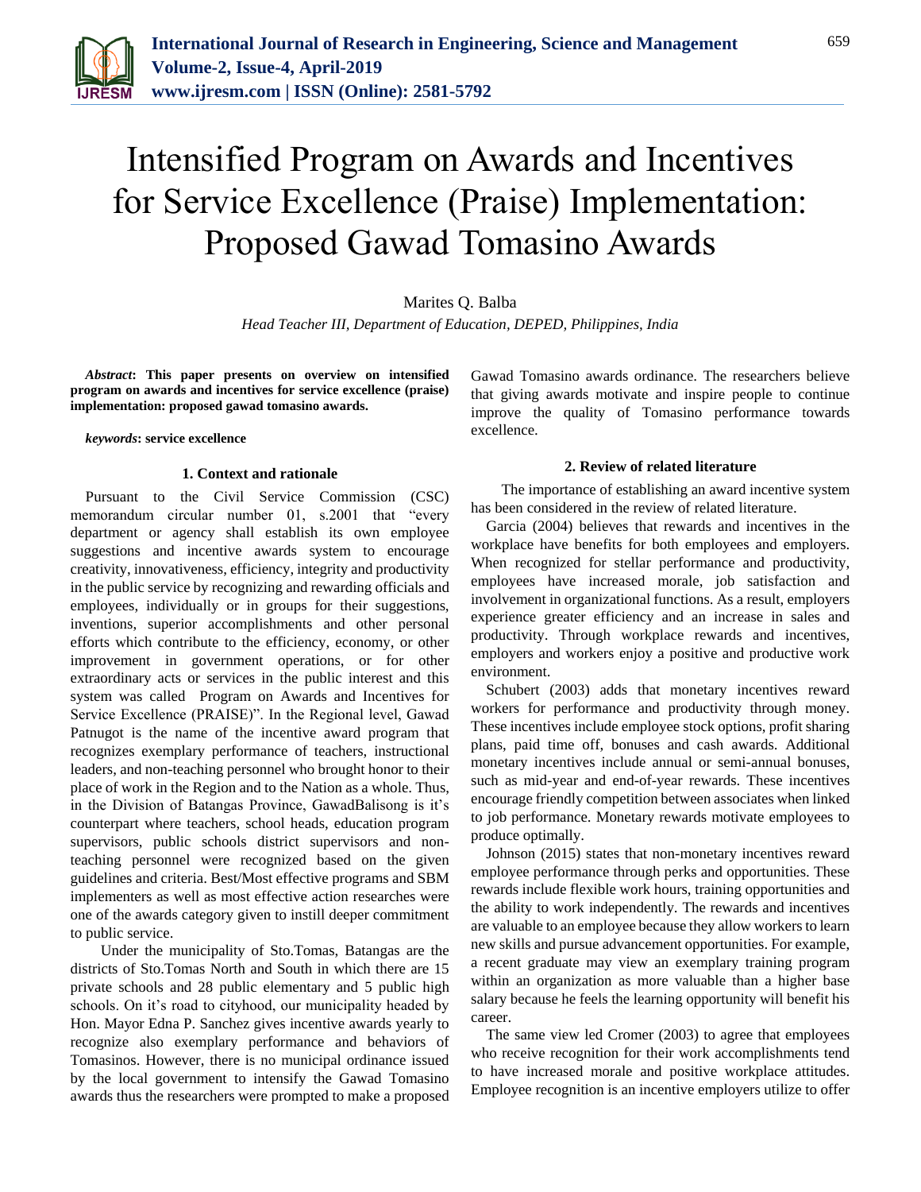# Intensified Program on Awards and Incentives for Service Excellence (Praise) Implementation: Proposed Gawad Tomasino Awards

Marites Q. Balba

*Head Teacher III, Department of Education, DEPED, Philippines, India*

***Abstract*: This paper presents on overview on intensified program on awards and incentives for service excellence (praise) implementation: proposed gawad tomasino awards.**

***keywords*: service excellence**

## 1. Context and rationale

Pursuant to the Civil Service Commission (CSC) memorandum circular number 01, s.2001 that "every department or agency shall establish its own employee suggestions and incentive awards system to encourage creativity, innovativeness, efficiency, integrity and productivity in the public service by recognizing and rewarding officials and employees, individually or in groups for their suggestions, inventions, superior accomplishments and other personal efforts which contribute to the efficiency, economy, or other improvement in government operations, or for other extraordinary acts or services in the public interest and this system was called Program on Awards and Incentives for Service Excellence (PRAISE)". In the Regional level, Gawad Patnugot is the name of the incentive award program that recognizes exemplary performance of teachers, instructional leaders, and non-teaching personnel who brought honor to their place of work in the Region and to the Nation as a whole. Thus, in the Division of Batangas Province, GawadBalisong is it's counterpart where teachers, school heads, education program supervisors, public schools district supervisors and non-teaching personnel were recognized based on the given guidelines and criteria. Best/Most effective programs and SBM implementers as well as most effective action researches were one of the awards category given to instill deeper commitment to public service.

Under the municipality of Sto.Tomas, Batangas are the districts of Sto.Tomas North and South in which there are 15 private schools and 28 public elementary and 5 public high schools. On it's road to cityhood, our municipality headed by Hon. Mayor Edna P. Sanchez gives incentive awards yearly to recognize also exemplary performance and behaviors of Tomasinos. However, there is no municipal ordinance issued by the local government to intensify the Gawad Tomasino awards thus the researchers were prompted to make a proposed Gawad Tomasino awards ordinance. The researchers believe that giving awards motivate and inspire people to continue improve the quality of Tomasino performance towards excellence.

## 2. Review of related literature

The importance of establishing an award incentive system has been considered in the review of related literature.

Garcia (2004) believes that rewards and incentives in the workplace have benefits for both employees and employers. When recognized for stellar performance and productivity, employees have increased morale, job satisfaction and involvement in organizational functions. As a result, employers experience greater efficiency and an increase in sales and productivity. Through workplace rewards and incentives, employers and workers enjoy a positive and productive work environment.

Schubert (2003) adds that monetary incentives reward workers for performance and productivity through money. These incentives include employee stock options, profit sharing plans, paid time off, bonuses and cash awards. Additional monetary incentives include annual or semi-annual bonuses, such as mid-year and end-of-year rewards. These incentives encourage friendly competition between associates when linked to job performance. Monetary rewards motivate employees to produce optimally.

Johnson (2015) states that non-monetary incentives reward employee performance through perks and opportunities. These rewards include flexible work hours, training opportunities and the ability to work independently. The rewards and incentives are valuable to an employee because they allow workers to learn new skills and pursue advancement opportunities. For example, a recent graduate may view an exemplary training program within an organization as more valuable than a higher base salary because he feels the learning opportunity will benefit his career.

The same view led Cromer (2003) to agree that employees who receive recognition for their work accomplishments tend to have increased morale and positive workplace attitudes. Employee recognition is an incentive employers utilize to offer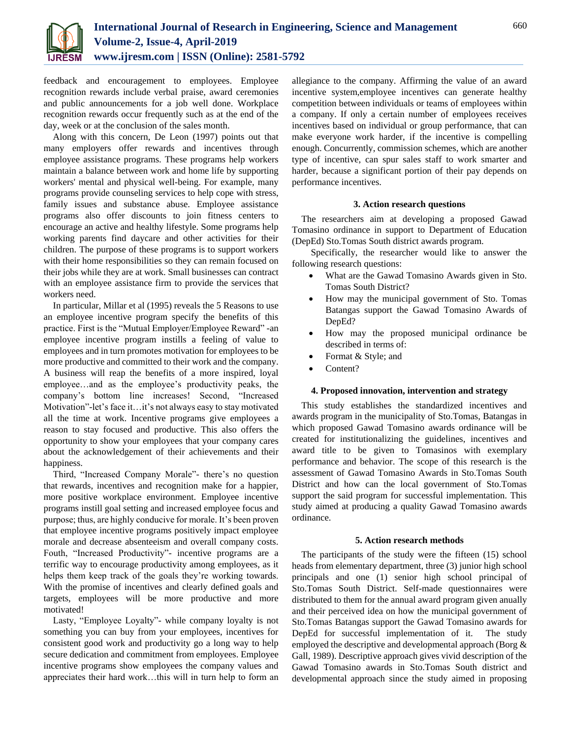feedback and encouragement to employees. Employee recognition rewards include verbal praise, award ceremonies and public announcements for a job well done. Workplace recognition rewards occur frequently such as at the end of the day, week or at the conclusion of the sales month.

Along with this concern, De Leon (1997) points out that many employers offer rewards and incentives through employee assistance programs. These programs help workers maintain a balance between work and home life by supporting workers' mental and physical well-being. For example, many programs provide counseling services to help cope with stress, family issues and substance abuse. Employee assistance programs also offer discounts to join fitness centers to encourage an active and healthy lifestyle. Some programs help working parents find daycare and other activities for their children. The purpose of these programs is to support workers with their home responsibilities so they can remain focused on their jobs while they are at work. Small businesses can contract with an employee assistance firm to provide the services that workers need.

In particular, Millar et al (1995) reveals the 5 Reasons to use an employee incentive program specify the benefits of this practice. First is the "Mutual Employer/Employee Reward" -an employee incentive program instills a feeling of value to employees and in turn promotes motivation for employees to be more productive and committed to their work and the company. A business will reap the benefits of a more inspired, loyal employee…and as the employee's productivity peaks, the company's bottom line increases! Second, "Increased Motivation"-let's face it…it's not always easy to stay motivated all the time at work. Incentive programs give employees a reason to stay focused and productive. This also offers the opportunity to show your employees that your company cares about the acknowledgement of their achievements and their happiness.

Third, "Increased Company Morale"- there's no question that rewards, incentives and recognition make for a happier, more positive workplace environment. Employee incentive programs instill goal setting and increased employee focus and purpose; thus, are highly conducive for morale. It's been proven that employee incentive programs positively impact employee morale and decrease absenteeism and overall company costs. Fouth, "Increased Productivity"- incentive programs are a terrific way to encourage productivity among employees, as it helps them keep track of the goals they're working towards. With the promise of incentives and clearly defined goals and targets, employees will be more productive and more motivated!

Lasty, "Employee Loyalty"- while company loyalty is not something you can buy from your employees, incentives for consistent good work and productivity go a long way to help secure dedication and commitment from employees. Employee incentive programs show employees the company values and appreciates their hard work…this will in turn help to form an allegiance to the company. Affirming the value of an award incentive system,employee incentives can generate healthy competition between individuals or teams of employees within a company. If only a certain number of employees receives incentives based on individual or group performance, that can make everyone work harder, if the incentive is compelling enough. Concurrently, commission schemes, which are another type of incentive, can spur sales staff to work smarter and harder, because a significant portion of their pay depends on performance incentives.

## 3. Action research questions

The researchers aim at developing a proposed Gawad Tomasino ordinance in support to Department of Education (DepEd) Sto.Tomas South district awards program.

Specifically, the researcher would like to answer the following research questions:

- What are the Gawad Tomasino Awards given in Sto. Tomas South District?
- How may the municipal government of Sto. Tomas Batangas support the Gawad Tomasino Awards of DepEd?
- How may the proposed municipal ordinance be described in terms of:
- Format & Style; and
- Content?

## 4. Proposed innovation, intervention and strategy

This study establishes the standardized incentives and awards program in the municipality of Sto.Tomas, Batangas in which proposed Gawad Tomasino awards ordinance will be created for institutionalizing the guidelines, incentives and award title to be given to Tomasinos with exemplary performance and behavior. The scope of this research is the assessment of Gawad Tomasino Awards in Sto.Tomas South District and how can the local government of Sto.Tomas support the said program for successful implementation. This study aimed at producing a quality Gawad Tomasino awards ordinance.

## 5. Action research methods

The participants of the study were the fifteen (15) school heads from elementary department, three (3) junior high school principals and one (1) senior high school principal of Sto.Tomas South District. Self-made questionnaires were distributed to them for the annual award program given anually and their perceived idea on how the municipal government of Sto.Tomas Batangas support the Gawad Tomasino awards for DepEd for successful implementation of it. The study employed the descriptive and developmental approach (Borg & Gall, 1989). Descriptive approach gives vivid description of the Gawad Tomasino awards in Sto.Tomas South district and developmental approach since the study aimed in proposing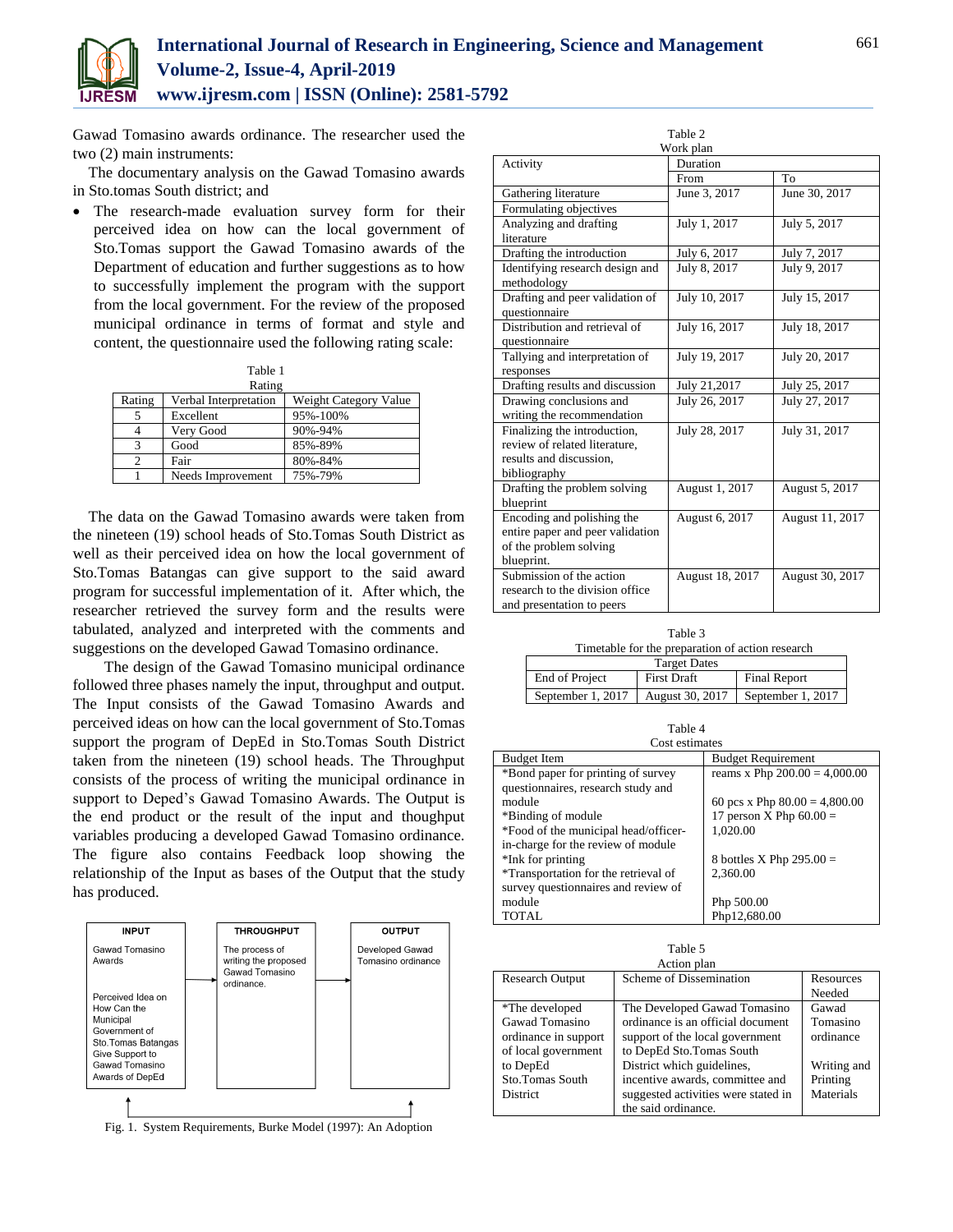Gawad Tomasino awards ordinance. The researcher used the two (2) main instruments:

The documentary analysis on the Gawad Tomasino awards in Sto.tomas South district; and

- The research-made evaluation survey form for their perceived idea on how can the local government of Sto.Tomas support the Gawad Tomasino awards of the Department of education and further suggestions as to how to successfully implement the program with the support from the local government. For the review of the proposed municipal ordinance in terms of format and style and content, the questionnaire used the following rating scale:

Table 1
Rating

| Rating | Verbal Interpretation | Weight Category Value |
|---|---|---|
| 5 | Excellent | 95%-100% |
| 4 | Very Good | 90%-94% |
| 3 | Good | 85%-89% |
| 2 | Fair | 80%-84% |
| 1 | Needs Improvement | 75%-79% |

The data on the Gawad Tomasino awards were taken from the nineteen (19) school heads of Sto.Tomas South District as well as their perceived idea on how the local government of Sto.Tomas Batangas can give support to the said award program for successful implementation of it. After which, the researcher retrieved the survey form and the results were tabulated, analyzed and interpreted with the comments and suggestions on the developed Gawad Tomasino ordinance.

The design of the Gawad Tomasino municipal ordinance followed three phases namely the input, throughput and output. The Input consists of the Gawad Tomasino Awards and perceived ideas on how can the local government of Sto.Tomas support the program of DepEd in Sto.Tomas South District taken from the nineteen (19) school heads. The Throughput consists of the process of writing the municipal ordinance in support to Deped's Gawad Tomasino Awards. The Output is the end product or the result of the input and thoughput variables producing a developed Gawad Tomasino ordinance. The figure also contains Feedback loop showing the relationship of the Input as bases of the Output that the study has produced.

| INPUT | THROUGHPUT | OUTPUT |
|---|---|---|
| Gawad Tomasino Awards<br><br>Perceived Idea on How Can the Municipal Government of Sto.Tomas Batangas Give Support to Gawad Tomasino Awards of DepEd | The process of writing the proposed Gawad Tomasino ordinance. | Developed Gawad Tomasino ordinance |

Fig. 1. System Requirements, Burke Model (1997): An Adoption

Table 2
Work plan

| Activity | Duration | |
|---|---|---|
| | From | To |
| Gathering literature | June 3, 2017 | June 30, 2017 |
| Formulating objectives | | |
| Analyzing and drafting literature | July 1, 2017 | July 5, 2017 |
| Drafting the introduction | July 6, 2017 | July 7, 2017 |
| Identifying research design and methodology | July 8, 2017 | July 9, 2017 |
| Drafting and peer validation of questionnaire | July 10, 2017 | July 15, 2017 |
| Distribution and retrieval of questionnaire | July 16, 2017 | July 18, 2017 |
| Tallying and interpretation of responses | July 19, 2017 | July 20, 2017 |
| Drafting results and discussion | July 21,2017 | July 25, 2017 |
| Drawing conclusions and writing the recommendation | July 26, 2017 | July 27, 2017 |
| Finalizing the introduction, review of related literature, results and discussion, bibliography | July 28, 2017 | July 31, 2017 |
| Drafting the problem solving blueprint | August 1, 2017 | August 5, 2017 |
| Encoding and polishing the entire paper and peer validation of the problem solving blueprint. | August 6, 2017 | August 11, 2017 |
| Submission of the action research to the division office and presentation to peers | August 18, 2017 | August 30, 2017 |

Table 3
Timetable for the preparation of action research

| Target Dates | | |
|---|---|---|
| End of Project | First Draft | Final Report |
| September 1, 2017 | August 30, 2017 | September 1, 2017 |

Table 4
Cost estimates

| Budget Item | Budget Requirement |
|---|---|
| *Bond paper for printing of survey questionnaires, research study and module | reams x Php 200.00 = 4,000.00 |
| *Binding of module | 60 pcs x Php 80.00 = 4,800.00 |
| *Food of the municipal head/officer-in-charge for the review of module | 17 person X Php 60.00 = 1,020.00 |
| *Ink for printing | 8 bottles X Php 295.00 = 2,360.00 |
| *Transportation for the retrieval of survey questionnaires and review of module | Php 500.00 |
| TOTAL | Php12,680.00 |

Table 5
Action plan

| Research Output | Scheme of Dissemination | Resources Needed |
|---|---|---|
| *The developed Gawad Tomasino ordinance in support of local government to DepEd Sto.Tomas South District | The Developed Gawad Tomasino ordinance is an official document support of the local government to DepEd Sto.Tomas South District which guidelines, incentive awards, committee and suggested activities were stated in the said ordinance. | Gawad Tomasino ordinance<br><br>Writing and Printing Materials |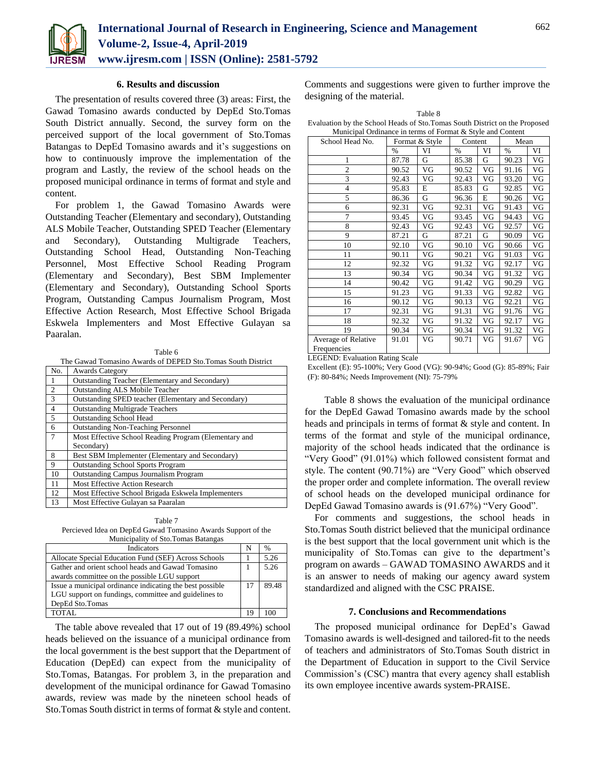## 6. Results and discussion

The presentation of results covered three (3) areas: First, the Gawad Tomasino awards conducted by DepEd Sto.Tomas South District annually. Second, the survey form on the perceived support of the local government of Sto.Tomas Batangas to DepEd Tomasino awards and it's suggestions on how to continuously improve the implementation of the program and Lastly, the review of the school heads on the proposed municipal ordinance in terms of format and style and content.

For problem 1, the Gawad Tomasino Awards were Outstanding Teacher (Elementary and secondary), Outstanding ALS Mobile Teacher, Outstanding SPED Teacher (Elementary and Secondary), Outstanding Multigrade Teachers, Outstanding School Head, Outstanding Non-Teaching Personnel, Most Effective School Reading Program (Elementary and Secondary), Best SBM Implementer (Elementary and Secondary), Outstanding School Sports Program, Outstanding Campus Journalism Program, Most Effective Action Research, Most Effective School Brigada Eskwela Implementers and Most Effective Gulayan sa Paaralan.

Table 6
The Gawad Tomasino Awards of DEPED Sto.Tomas South District

| No. | Awards Category |
|---|---|
| 1 | Outstanding Teacher (Elementary and Secondary) |
| 2 | Outstanding ALS Mobile Teacher |
| 3 | Outstanding SPED teacher (Elementary and Secondary) |
| 4 | Outstanding Multigrade Teachers |
| 5 | Outstanding School Head |
| 6 | Outstanding Non-Teaching Personnel |
| 7 | Most Effective School Reading Program (Elementary and Secondary) |
| 8 | Best SBM Implementer (Elementary and Secondary) |
| 9 | Outstanding School Sports Program |
| 10 | Outstanding Campus Journalism Program |
| 11 | Most Effective Action Research |
| 12 | Most Effective School Brigada Eskwela Implementers |
| 13 | Most Effective Gulayan sa Paaralan |

Table 7
Percieved Idea on DepEd Gawad Tomasino Awards Support of the Municipality of Sto.Tomas Batangas

| Indicators | N | % |
|---|---|---|
| Allocate Special Education Fund (SEF) Across Schools | 1 | 5.26 |
| Gather and orient school heads and Gawad Tomasino awards committee on the possible LGU support | 1 | 5.26 |
| Issue a municipal ordinance indicating the best possible LGU support on fundings, committee and guidelines to DepEd Sto.Tomas | 17 | 89.48 |
| TOTAL | 19 | 100 |

The table above revealed that 17 out of 19 (89.49%) school heads believed on the issuance of a municipal ordinance from the local government is the best support that the Department of Education (DepEd) can expect from the municipality of Sto.Tomas, Batangas. For problem 3, in the preparation and development of the municipal ordinance for Gawad Tomasino awards, review was made by the nineteen school heads of Sto.Tomas South district in terms of format & style and content. Comments and suggestions were given to further improve the designing of the material.

Table 8
Evaluation by the School Heads of Sto.Tomas South District on the Proposed Municipal Ordinance in terms of Format & Style and Content

| School Head No. | Format & Style | | Content | | Mean | |
|---|---|---|---|---|---|---|
| | % | VI | % | VI | % | VI |
| 1 | 87.78 | G | 85.38 | G | 90.23 | VG |
| 2 | 90.52 | VG | 90.52 | VG | 91.16 | VG |
| 3 | 92.43 | VG | 92.43 | VG | 93.20 | VG |
| 4 | 95.83 | E | 85.83 | G | 92.85 | VG |
| 5 | 86.36 | G | 96.36 | E | 90.26 | VG |
| 6 | 92.31 | VG | 92.31 | VG | 91.43 | VG |
| 7 | 93.45 | VG | 93.45 | VG | 94.43 | VG |
| 8 | 92.43 | VG | 92.43 | VG | 92.57 | VG |
| 9 | 87.21 | G | 87.21 | G | 90.09 | VG |
| 10 | 92.10 | VG | 90.10 | VG | 90.66 | VG |
| 11 | 90.11 | VG | 90.21 | VG | 91.03 | VG |
| 12 | 92.32 | VG | 91.32 | VG | 92.17 | VG |
| 13 | 90.34 | VG | 90.34 | VG | 91.32 | VG |
| 14 | 90.42 | VG | 91.42 | VG | 90.29 | VG |
| 15 | 91.23 | VG | 91.33 | VG | 92.82 | VG |
| 16 | 90.12 | VG | 90.13 | VG | 92.21 | VG |
| 17 | 92.31 | VG | 91.31 | VG | 91.76 | VG |
| 18 | 92.32 | VG | 91.32 | VG | 92.17 | VG |
| 19 | 90.34 | VG | 90.34 | VG | 91.32 | VG |
| Average of Relative Frequencies | 91.01 | VG | 90.71 | VG | 91.67 | VG |

LEGEND: Evaluation Rating Scale
Excellent (E): 95-100%; Very Good (VG): 90-94%; Good (G): 85-89%; Fair (F): 80-84%; Needs Improvement (NI): 75-79%

Table 8 shows the evaluation of the municipal ordinance for the DepEd Gawad Tomasino awards made by the school heads and principals in terms of format & style and content. In terms of the format and style of the municipal ordinance, majority of the school heads indicated that the ordinance is "Very Good" (91.01%) which followed consistent format and style. The content (90.71%) are "Very Good" which observed the proper order and complete information. The overall review of school heads on the developed municipal ordinance for DepEd Gawad Tomasino awards is (91.67%) "Very Good".

For comments and suggestions, the school heads in Sto.Tomas South district believed that the municipal ordinance is the best support that the local government unit which is the municipality of Sto.Tomas can give to the department's program on awards – GAWAD TOMASINO AWARDS and it is an answer to needs of making our agency award system standardized and aligned with the CSC PRAISE.

## 7. Conclusions and Recommendations

The proposed municipal ordinance for DepEd's Gawad Tomasino awards is well-designed and tailored-fit to the needs of teachers and administrators of Sto.Tomas South district in the Department of Education in support to the Civil Service Commission's (CSC) mantra that every agency shall establish its own employee incentive awards system-PRAISE.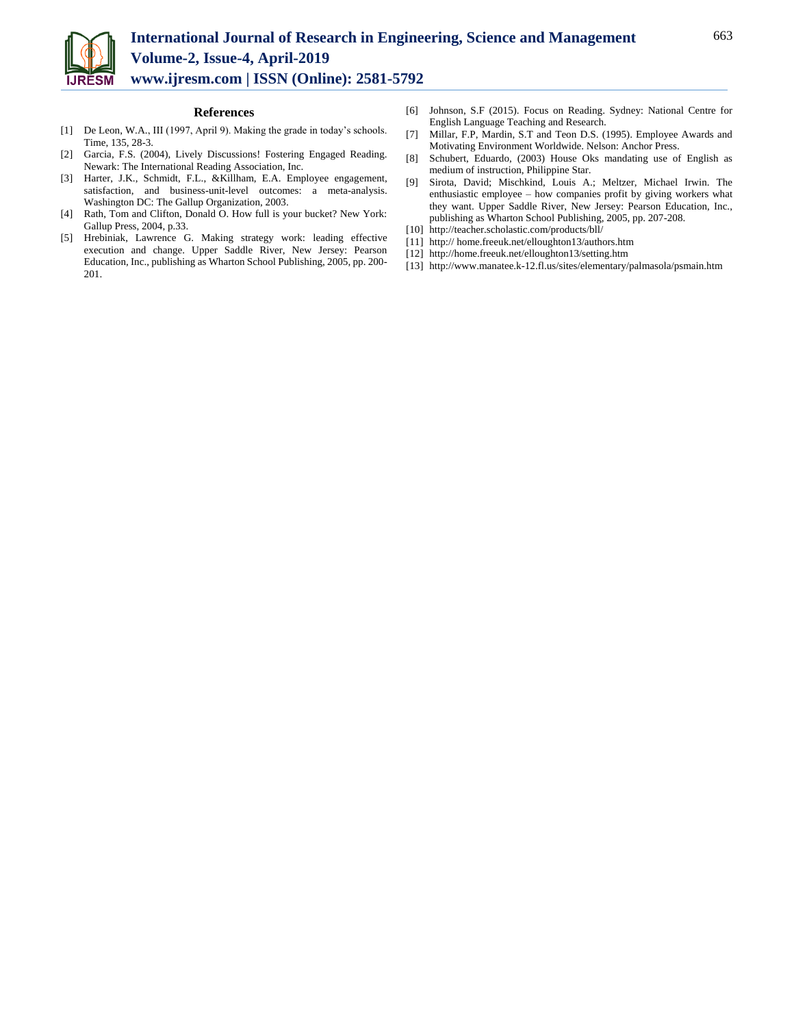## References

[1] De Leon, W.A., III (1997, April 9). Making the grade in today's schools. Time, 135, 28-3.

[2] Garcia, F.S. (2004), Lively Discussions! Fostering Engaged Reading. Newark: The International Reading Association, Inc.

[3] Harter, J.K., Schmidt, F.L., &Killham, E.A. Employee engagement, satisfaction, and business-unit-level outcomes: a meta-analysis. Washington DC: The Gallup Organization, 2003.

[4] Rath, Tom and Clifton, Donald O. How full is your bucket? New York: Gallup Press, 2004, p.33.

[5] Hrebiniak, Lawrence G. Making strategy work: leading effective execution and change. Upper Saddle River, New Jersey: Pearson Education, Inc., publishing as Wharton School Publishing, 2005, pp. 200-201.

[6] Johnson, S.F (2015). Focus on Reading. Sydney: National Centre for English Language Teaching and Research.

[7] Millar, F.P, Mardin, S.T and Teon D.S. (1995). Employee Awards and Motivating Environment Worldwide. Nelson: Anchor Press.

[8] Schubert, Eduardo, (2003) House Oks mandating use of English as medium of instruction, Philippine Star.

[9] Sirota, David; Mischkind, Louis A.; Meltzer, Michael Irwin. The enthusiastic employee – how companies profit by giving workers what they want. Upper Saddle River, New Jersey: Pearson Education, Inc., publishing as Wharton School Publishing, 2005, pp. 207-208.

[10] http://teacher.scholastic.com/products/bll/

[11] http:// home.freeuk.net/elloughton13/authors.htm

[12] http://home.freeuk.net/elloughton13/setting.htm

[13] http://www.manatee.k-12.fl.us/sites/elementary/palmasola/psmain.htm